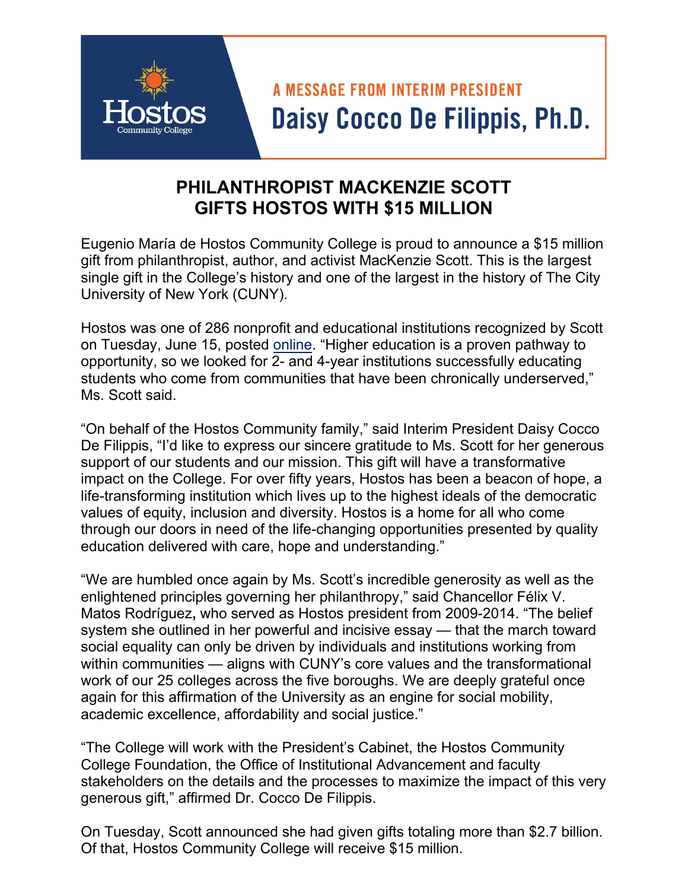Hostos Community College

A MESSAGE FROM INTERIM PRESIDENT

**Daisy Cocco De Filippis, Ph.D.**

# PHILANTHROPIST MACKENZIE SCOTT GIFTS HOSTOS WITH $15 MILLION

Eugenio María de Hostos Community College is proud to announce a $15 million gift from philanthropist, author, and activist MacKenzie Scott. This is the largest single gift in the College's history and one of the largest in the history of The City University of New York (CUNY).

Hostos was one of 286 nonprofit and educational institutions recognized by Scott on Tuesday, June 15, posted online. "Higher education is a proven pathway to opportunity, so we looked for 2- and 4-year institutions successfully educating students who come from communities that have been chronically underserved," Ms. Scott said.

"On behalf of the Hostos Community family," said Interim President Daisy Cocco De Filippis, "I'd like to express our sincere gratitude to Ms. Scott for her generous support of our students and our mission. This gift will have a transformative impact on the College. For over fifty years, Hostos has been a beacon of hope, a life-transforming institution which lives up to the highest ideals of the democratic values of equity, inclusion and diversity. Hostos is a home for all who come through our doors in need of the life-changing opportunities presented by quality education delivered with care, hope and understanding."

"We are humbled once again by Ms. Scott's incredible generosity as well as the enlightened principles governing her philanthropy," said Chancellor Félix V. Matos Rodríguez**,** who served as Hostos president from 2009-2014. "The belief system she outlined in her powerful and incisive essay — that the march toward social equality can only be driven by individuals and institutions working from within communities — aligns with CUNY's core values and the transformational work of our 25 colleges across the five boroughs. We are deeply grateful once again for this affirmation of the University as an engine for social mobility, academic excellence, affordability and social justice."

"The College will work with the President's Cabinet, the Hostos Community College Foundation, the Office of Institutional Advancement and faculty stakeholders on the details and the processes to maximize the impact of this very generous gift," affirmed Dr. Cocco De Filippis.

On Tuesday, Scott announced she had given gifts totaling more than $2.7 billion. Of that, Hostos Community College will receive $15 million.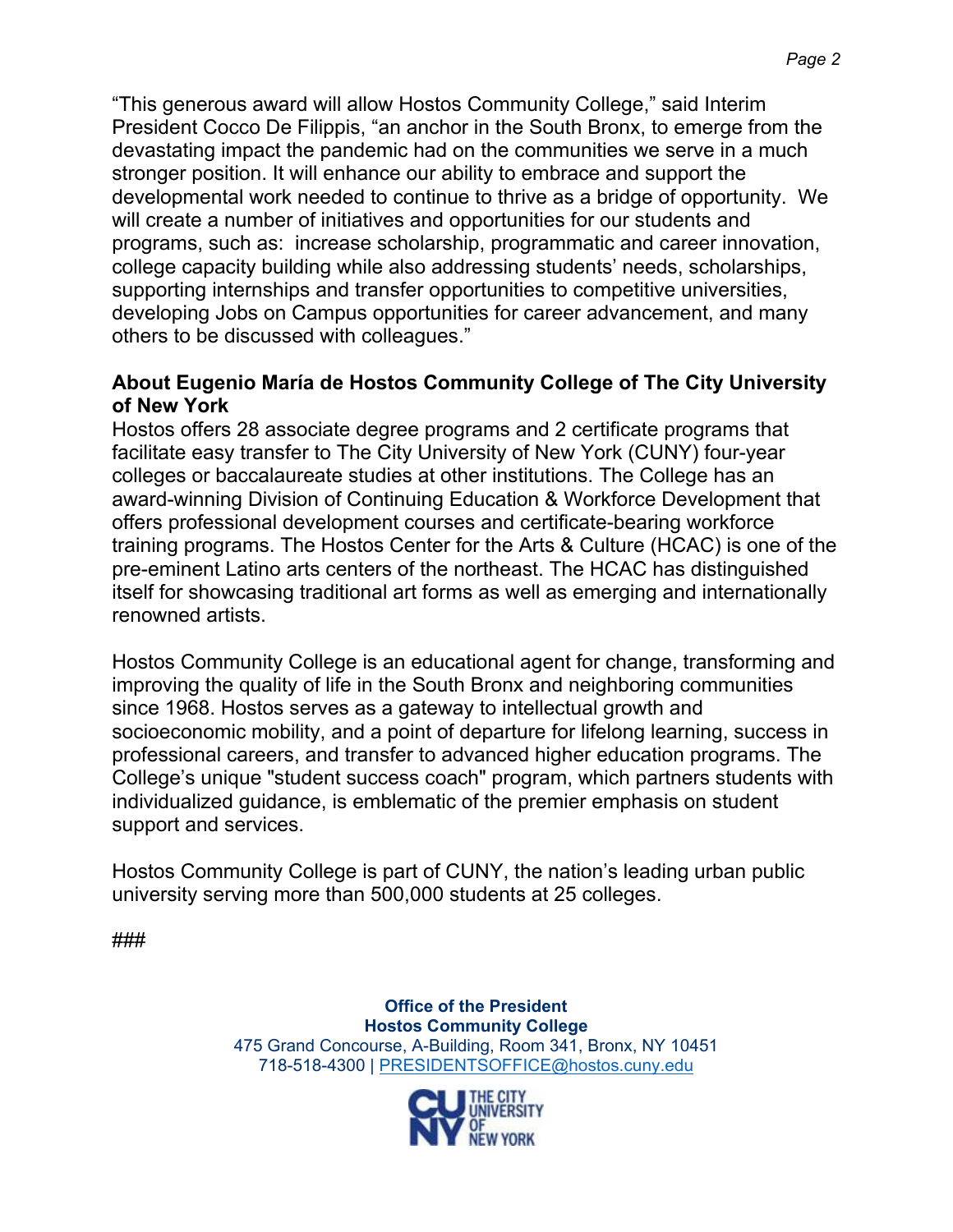"This generous award will allow Hostos Community College," said Interim President Cocco De Filippis, "an anchor in the South Bronx, to emerge from the devastating impact the pandemic had on the communities we serve in a much stronger position. It will enhance our ability to embrace and support the developmental work needed to continue to thrive as a bridge of opportunity. We will create a number of initiatives and opportunities for our students and programs, such as: increase scholarship, programmatic and career innovation, college capacity building while also addressing students' needs, scholarships, supporting internships and transfer opportunities to competitive universities, developing Jobs on Campus opportunities for career advancement, and many others to be discussed with colleagues."

**About Eugenio María de Hostos Community College of The City University of New York**

Hostos offers 28 associate degree programs and 2 certificate programs that facilitate easy transfer to The City University of New York (CUNY) four-year colleges or baccalaureate studies at other institutions. The College has an award-winning Division of Continuing Education & Workforce Development that offers professional development courses and certificate-bearing workforce training programs. The Hostos Center for the Arts & Culture (HCAC) is one of the pre-eminent Latino arts centers of the northeast. The HCAC has distinguished itself for showcasing traditional art forms as well as emerging and internationally renowned artists.

Hostos Community College is an educational agent for change, transforming and improving the quality of life in the South Bronx and neighboring communities since 1968. Hostos serves as a gateway to intellectual growth and socioeconomic mobility, and a point of departure for lifelong learning, success in professional careers, and transfer to advanced higher education programs. The College's unique "student success coach" program, which partners students with individualized guidance, is emblematic of the premier emphasis on student support and services.

Hostos Community College is part of CUNY, the nation's leading urban public university serving more than 500,000 students at 25 colleges.

###

**Office of the President**
**Hostos Community College**
475 Grand Concourse, A-Building, Room 341, Bronx, NY 10451
718-518-4300 | PRESIDENTSOFFICE@hostos.cuny.edu

THE CITY UNIVERSITY OF NEW YORK